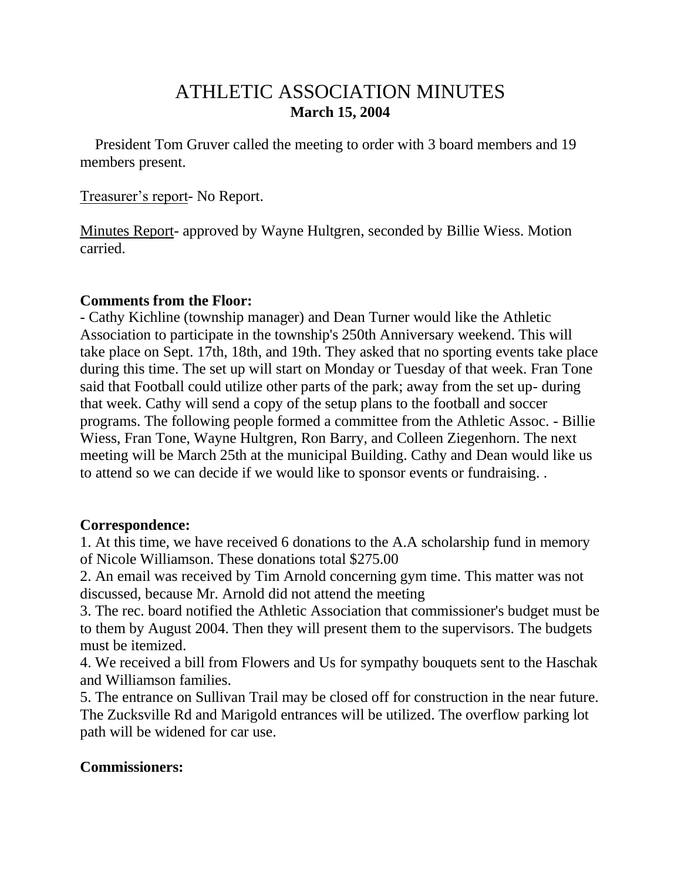# ATHLETIC ASSOCIATION MINUTES

**March 15, 2004**

President Tom Gruver called the meeting to order with 3 board members and 19 members present.

Treasurer's report- No Report.

Minutes Report- approved by Wayne Hultgren, seconded by Billie Wiess. Motion carried.

**Comments from the Floor:**

- Cathy Kichline (township manager) and Dean Turner would like the Athletic Association to participate in the township's 250th Anniversary weekend. This will take place on Sept. 17th, 18th, and 19th. They asked that no sporting events take place during this time. The set up will start on Monday or Tuesday of that week. Fran Tone said that Football could utilize other parts of the park; away from the set up- during that week. Cathy will send a copy of the setup plans to the football and soccer programs. The following people formed a committee from the Athletic Assoc. - Billie Wiess, Fran Tone, Wayne Hultgren, Ron Barry, and Colleen Ziegenhorn. The next meeting will be March 25th at the municipal Building. Cathy and Dean would like us to attend so we can decide if we would like to sponsor events or fundraising. .

**Correspondence:**

1. At this time, we have received 6 donations to the A.A scholarship fund in memory of Nicole Williamson. These donations total $275.00
2. An email was received by Tim Arnold concerning gym time. This matter was not discussed, because Mr. Arnold did not attend the meeting
3. The rec. board notified the Athletic Association that commissioner's budget must be to them by August 2004. Then they will present them to the supervisors. The budgets must be itemized.
4. We received a bill from Flowers and Us for sympathy bouquets sent to the Haschak and Williamson families.
5. The entrance on Sullivan Trail may be closed off for construction in the near future. The Zucksville Rd and Marigold entrances will be utilized. The overflow parking lot path will be widened for car use.

**Commissioners:**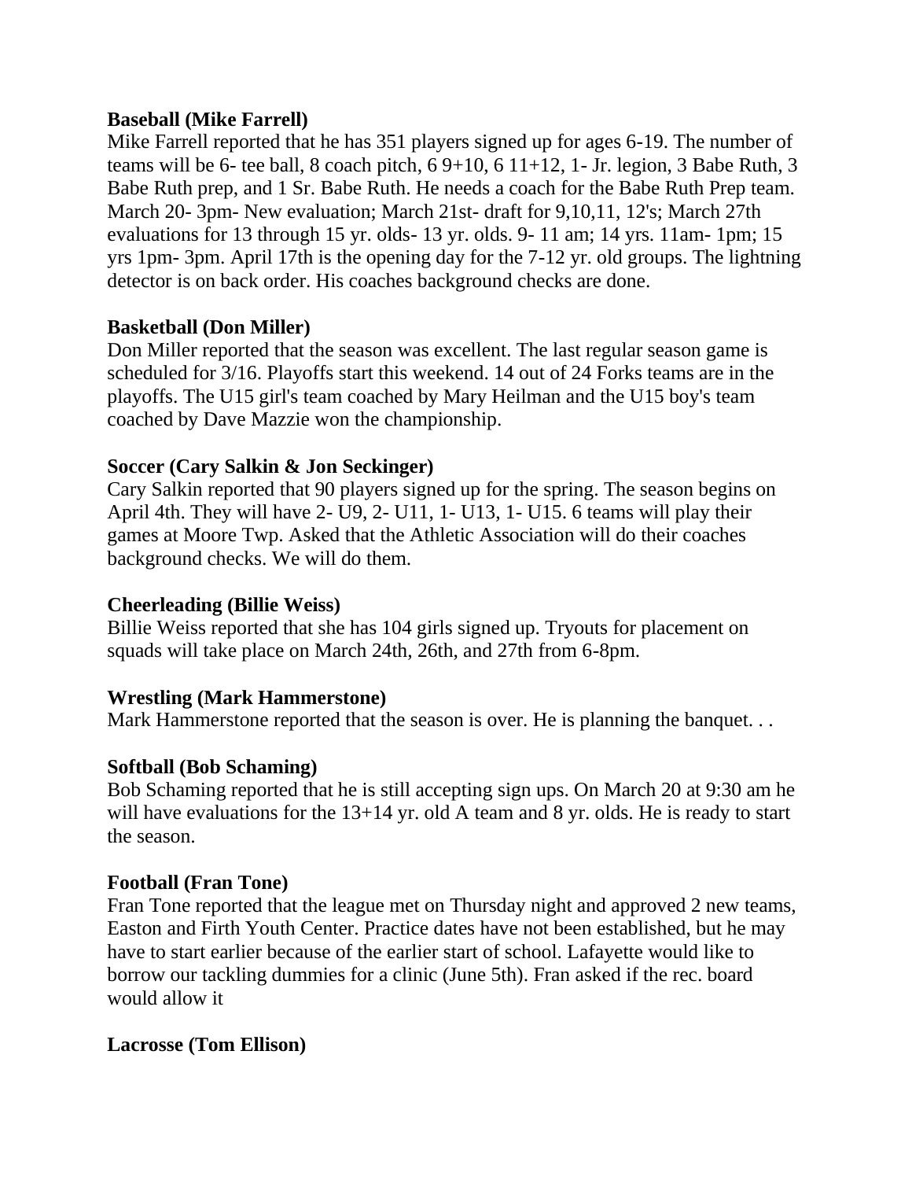**Baseball (Mike Farrell)**
Mike Farrell reported that he has 351 players signed up for ages 6-19. The number of teams will be 6- tee ball, 8 coach pitch, 6 9+10, 6 11+12, 1- Jr. legion, 3 Babe Ruth, 3 Babe Ruth prep, and 1 Sr. Babe Ruth. He needs a coach for the Babe Ruth Prep team. March 20- 3pm- New evaluation; March 21st- draft for 9,10,11, 12's; March 27th evaluations for 13 through 15 yr. olds- 13 yr. olds. 9- 11 am; 14 yrs. 11am- 1pm; 15 yrs 1pm- 3pm. April 17th is the opening day for the 7-12 yr. old groups. The lightning detector is on back order. His coaches background checks are done.

**Basketball (Don Miller)**
Don Miller reported that the season was excellent. The last regular season game is scheduled for 3/16. Playoffs start this weekend. 14 out of 24 Forks teams are in the playoffs. The U15 girl's team coached by Mary Heilman and the U15 boy's team coached by Dave Mazzie won the championship.

**Soccer (Cary Salkin & Jon Seckinger)**
Cary Salkin reported that 90 players signed up for the spring. The season begins on April 4th. They will have 2- U9, 2- U11, 1- U13, 1- U15. 6 teams will play their games at Moore Twp. Asked that the Athletic Association will do their coaches background checks. We will do them.

**Cheerleading (Billie Weiss)**
Billie Weiss reported that she has 104 girls signed up. Tryouts for placement on squads will take place on March 24th, 26th, and 27th from 6-8pm.

**Wrestling (Mark Hammerstone)**
Mark Hammerstone reported that the season is over. He is planning the banquet. . .

**Softball (Bob Schaming)**
Bob Schaming reported that he is still accepting sign ups. On March 20 at 9:30 am he will have evaluations for the 13+14 yr. old A team and 8 yr. olds. He is ready to start the season.

**Football (Fran Tone)**
Fran Tone reported that the league met on Thursday night and approved 2 new teams, Easton and Firth Youth Center. Practice dates have not been established, but he may have to start earlier because of the earlier start of school. Lafayette would like to borrow our tackling dummies for a clinic (June 5th). Fran asked if the rec. board would allow it

**Lacrosse (Tom Ellison)**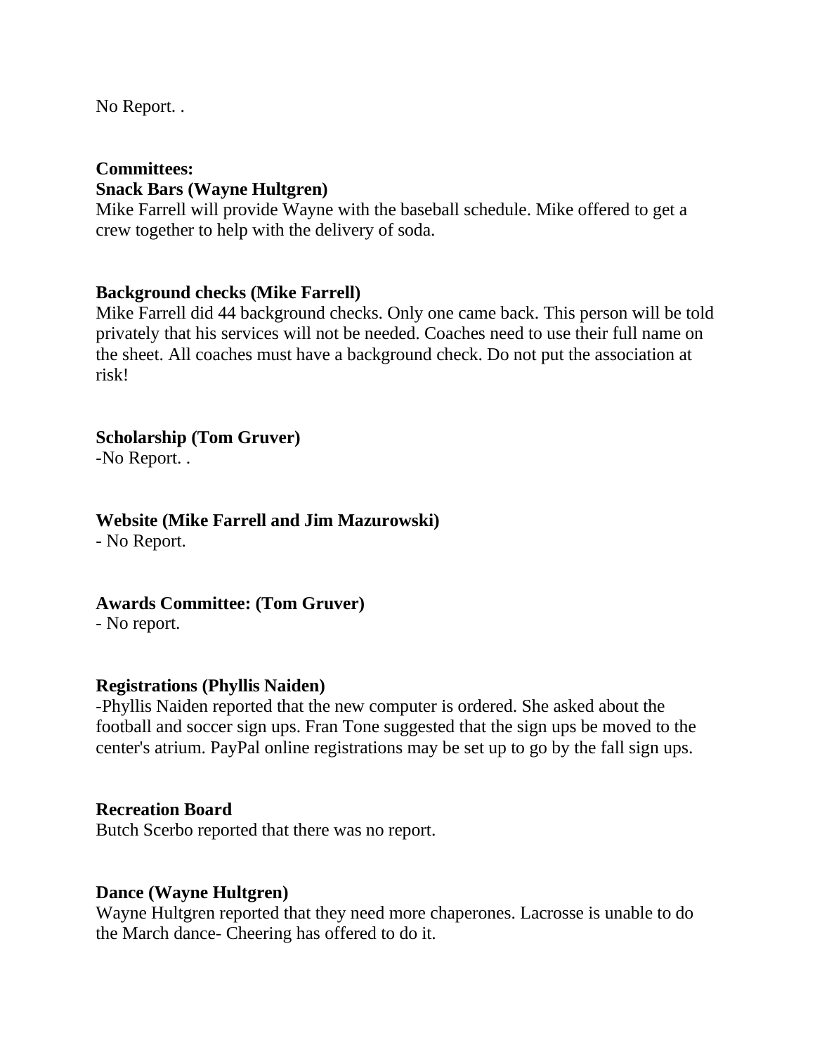No Report. .

**Committees:**
**Snack Bars (Wayne Hultgren)**
Mike Farrell will provide Wayne with the baseball schedule. Mike offered to get a crew together to help with the delivery of soda.

**Background checks (Mike Farrell)**
Mike Farrell did 44 background checks. Only one came back. This person will be told privately that his services will not be needed. Coaches need to use their full name on the sheet. All coaches must have a background check. Do not put the association at risk!

**Scholarship (Tom Gruver)**
-No Report. .

**Website (Mike Farrell and Jim Mazurowski)**
- No Report.

**Awards Committee: (Tom Gruver)**
- No report.

**Registrations (Phyllis Naiden)**
-Phyllis Naiden reported that the new computer is ordered. She asked about the football and soccer sign ups. Fran Tone suggested that the sign ups be moved to the center's atrium. PayPal online registrations may be set up to go by the fall sign ups.

**Recreation Board**
Butch Scerbo reported that there was no report.

**Dance (Wayne Hultgren)**
Wayne Hultgren reported that they need more chaperones. Lacrosse is unable to do the March dance- Cheering has offered to do it.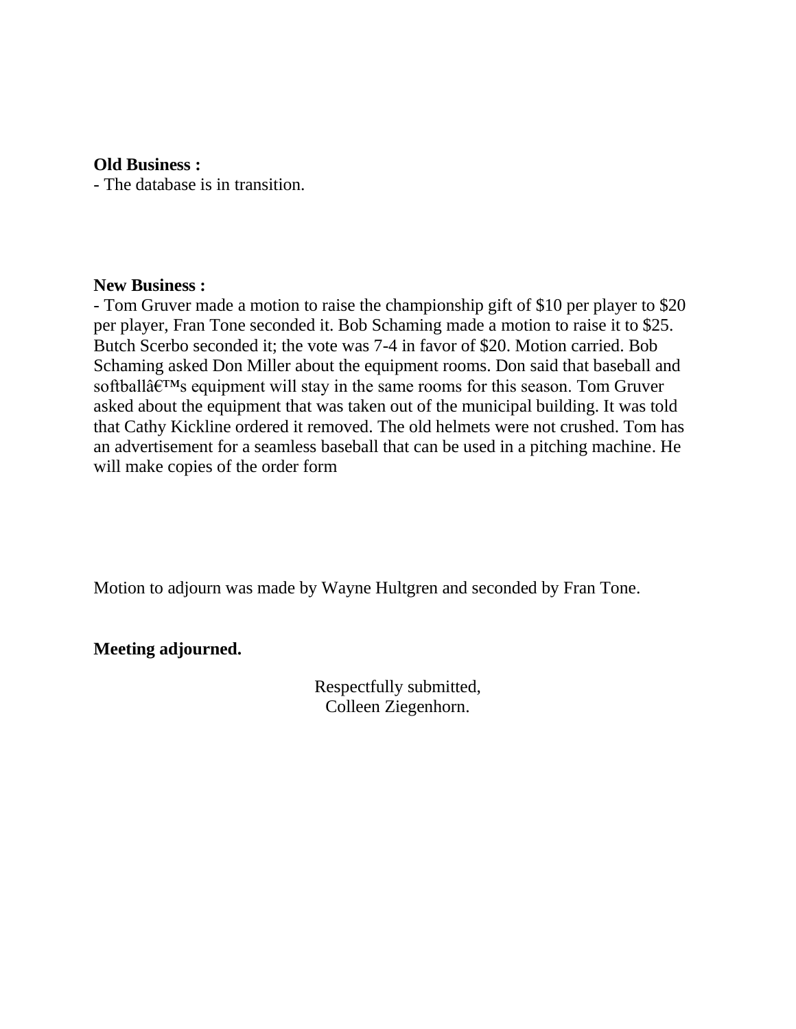**Old Business :**
- The database is in transition.

**New Business :**
- Tom Gruver made a motion to raise the championship gift of $10 per player to $20 per player, Fran Tone seconded it. Bob Schaming made a motion to raise it to $25. Butch Scerbo seconded it; the vote was 7-4 in favor of $20. Motion carried. Bob Schaming asked Don Miller about the equipment rooms. Don said that baseball and softballâ€™s equipment will stay in the same rooms for this season. Tom Gruver asked about the equipment that was taken out of the municipal building. It was told that Cathy Kickline ordered it removed. The old helmets were not crushed. Tom has an advertisement for a seamless baseball that can be used in a pitching machine. He will make copies of the order form

Motion to adjourn was made by Wayne Hultgren and seconded by Fran Tone.

**Meeting adjourned.**

Respectfully submitted,
Colleen Ziegenhorn.